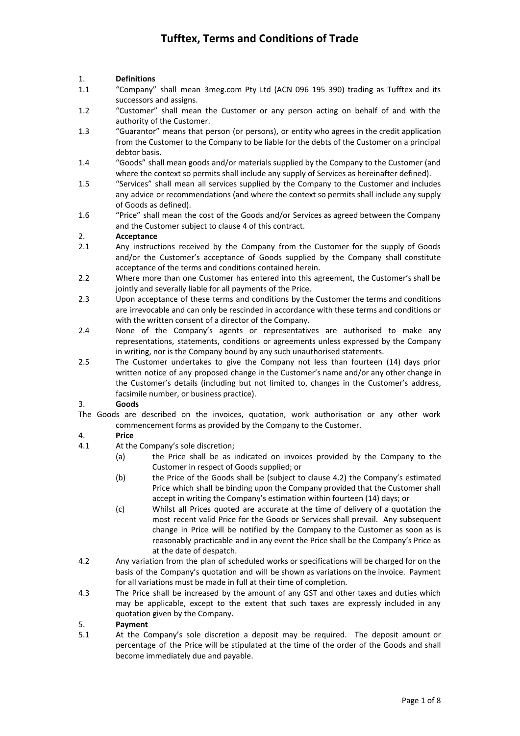# Tufftex, Terms and Conditions of Trade

1. **Definitions**

1.1 "Company" shall mean 3meg.com Pty Ltd (ACN 096 195 390) trading as Tufftex and its successors and assigns.

1.2 "Customer" shall mean the Customer or any person acting on behalf of and with the authority of the Customer.

1.3 "Guarantor" means that person (or persons), or entity who agrees in the credit application from the Customer to the Company to be liable for the debts of the Customer on a principal debtor basis.

1.4 "Goods" shall mean goods and/or materials supplied by the Company to the Customer (and where the context so permits shall include any supply of Services as hereinafter defined).

1.5 "Services" shall mean all services supplied by the Company to the Customer and includes any advice or recommendations (and where the context so permits shall include any supply of Goods as defined).

1.6 "Price" shall mean the cost of the Goods and/or Services as agreed between the Company and the Customer subject to clause 4 of this contract.

2. **Acceptance**

2.1 Any instructions received by the Company from the Customer for the supply of Goods and/or the Customer's acceptance of Goods supplied by the Company shall constitute acceptance of the terms and conditions contained herein.

2.2 Where more than one Customer has entered into this agreement, the Customer's shall be jointly and severally liable for all payments of the Price.

2.3 Upon acceptance of these terms and conditions by the Customer the terms and conditions are irrevocable and can only be rescinded in accordance with these terms and conditions or with the written consent of a director of the Company.

2.4 None of the Company's agents or representatives are authorised to make any representations, statements, conditions or agreements unless expressed by the Company in writing, nor is the Company bound by any such unauthorised statements.

2.5 The Customer undertakes to give the Company not less than fourteen (14) days prior written notice of any proposed change in the Customer's name and/or any other change in the Customer's details (including but not limited to, changes in the Customer's address, facsimile number, or business practice).

3. **Goods**

The Goods are described on the invoices, quotation, work authorisation or any other work commencement forms as provided by the Company to the Customer.

4. **Price**

4.1 At the Company's sole discretion;

(a) the Price shall be as indicated on invoices provided by the Company to the Customer in respect of Goods supplied; or

(b) the Price of the Goods shall be (subject to clause 4.2) the Company's estimated Price which shall be binding upon the Company provided that the Customer shall accept in writing the Company's estimation within fourteen (14) days; or

(c) Whilst all Prices quoted are accurate at the time of delivery of a quotation the most recent valid Price for the Goods or Services shall prevail. Any subsequent change in Price will be notified by the Company to the Customer as soon as is reasonably practicable and in any event the Price shall be the Company's Price as at the date of despatch.

4.2 Any variation from the plan of scheduled works or specifications will be charged for on the basis of the Company's quotation and will be shown as variations on the invoice. Payment for all variations must be made in full at their time of completion.

4.3 The Price shall be increased by the amount of any GST and other taxes and duties which may be applicable, except to the extent that such taxes are expressly included in any quotation given by the Company.

5. **Payment**

5.1 At the Company's sole discretion a deposit may be required. The deposit amount or percentage of the Price will be stipulated at the time of the order of the Goods and shall become immediately due and payable.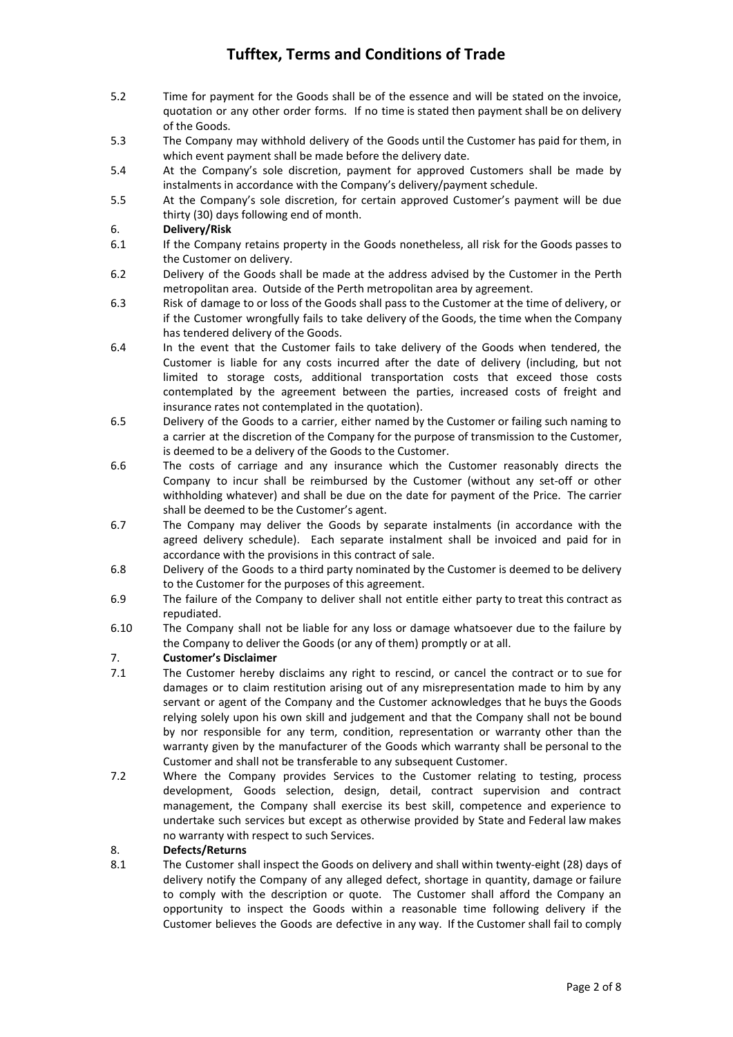5.2 Time for payment for the Goods shall be of the essence and will be stated on the invoice, quotation or any other order forms. If no time is stated then payment shall be on delivery of the Goods.

5.3 The Company may withhold delivery of the Goods until the Customer has paid for them, in which event payment shall be made before the delivery date.

5.4 At the Company's sole discretion, payment for approved Customers shall be made by instalments in accordance with the Company's delivery/payment schedule.

5.5 At the Company's sole discretion, for certain approved Customer's payment will be due thirty (30) days following end of month.

6. **Delivery/Risk**

6.1 If the Company retains property in the Goods nonetheless, all risk for the Goods passes to the Customer on delivery.

6.2 Delivery of the Goods shall be made at the address advised by the Customer in the Perth metropolitan area. Outside of the Perth metropolitan area by agreement.

6.3 Risk of damage to or loss of the Goods shall pass to the Customer at the time of delivery, or if the Customer wrongfully fails to take delivery of the Goods, the time when the Company has tendered delivery of the Goods.

6.4 In the event that the Customer fails to take delivery of the Goods when tendered, the Customer is liable for any costs incurred after the date of delivery (including, but not limited to storage costs, additional transportation costs that exceed those costs contemplated by the agreement between the parties, increased costs of freight and insurance rates not contemplated in the quotation).

6.5 Delivery of the Goods to a carrier, either named by the Customer or failing such naming to a carrier at the discretion of the Company for the purpose of transmission to the Customer, is deemed to be a delivery of the Goods to the Customer.

6.6 The costs of carriage and any insurance which the Customer reasonably directs the Company to incur shall be reimbursed by the Customer (without any set-off or other withholding whatever) and shall be due on the date for payment of the Price. The carrier shall be deemed to be the Customer's agent.

6.7 The Company may deliver the Goods by separate instalments (in accordance with the agreed delivery schedule). Each separate instalment shall be invoiced and paid for in accordance with the provisions in this contract of sale.

6.8 Delivery of the Goods to a third party nominated by the Customer is deemed to be delivery to the Customer for the purposes of this agreement.

6.9 The failure of the Company to deliver shall not entitle either party to treat this contract as repudiated.

6.10 The Company shall not be liable for any loss or damage whatsoever due to the failure by the Company to deliver the Goods (or any of them) promptly or at all.

7. **Customer's Disclaimer**

7.1 The Customer hereby disclaims any right to rescind, or cancel the contract or to sue for damages or to claim restitution arising out of any misrepresentation made to him by any servant or agent of the Company and the Customer acknowledges that he buys the Goods relying solely upon his own skill and judgement and that the Company shall not be bound by nor responsible for any term, condition, representation or warranty other than the warranty given by the manufacturer of the Goods which warranty shall be personal to the Customer and shall not be transferable to any subsequent Customer.

7.2 Where the Company provides Services to the Customer relating to testing, process development, Goods selection, design, detail, contract supervision and contract management, the Company shall exercise its best skill, competence and experience to undertake such services but except as otherwise provided by State and Federal law makes no warranty with respect to such Services.

8. **Defects/Returns**

8.1 The Customer shall inspect the Goods on delivery and shall within twenty-eight (28) days of delivery notify the Company of any alleged defect, shortage in quantity, damage or failure to comply with the description or quote. The Customer shall afford the Company an opportunity to inspect the Goods within a reasonable time following delivery if the Customer believes the Goods are defective in any way. If the Customer shall fail to comply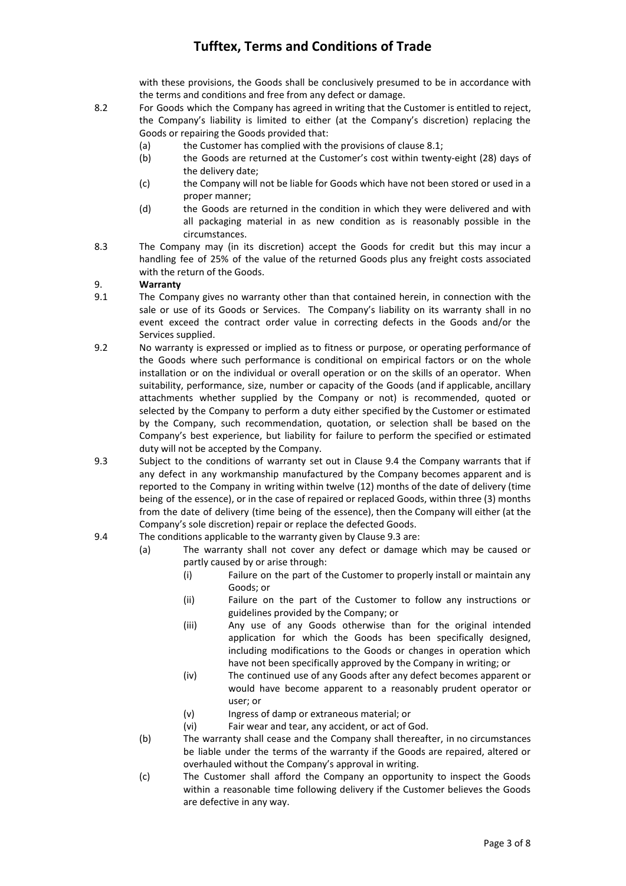with these provisions, the Goods shall be conclusively presumed to be in accordance with the terms and conditions and free from any defect or damage.

8.2 For Goods which the Company has agreed in writing that the Customer is entitled to reject, the Company's liability is limited to either (at the Company's discretion) replacing the Goods or repairing the Goods provided that:

(a) the Customer has complied with the provisions of clause 8.1;

(b) the Goods are returned at the Customer's cost within twenty-eight (28) days of the delivery date;

(c) the Company will not be liable for Goods which have not been stored or used in a proper manner;

(d) the Goods are returned in the condition in which they were delivered and with all packaging material in as new condition as is reasonably possible in the circumstances.

8.3 The Company may (in its discretion) accept the Goods for credit but this may incur a handling fee of 25% of the value of the returned Goods plus any freight costs associated with the return of the Goods.

## 9. Warranty

9.1 The Company gives no warranty other than that contained herein, in connection with the sale or use of its Goods or Services. The Company's liability on its warranty shall in no event exceed the contract order value in correcting defects in the Goods and/or the Services supplied.

9.2 No warranty is expressed or implied as to fitness or purpose, or operating performance of the Goods where such performance is conditional on empirical factors or on the whole installation or on the individual or overall operation or on the skills of an operator. When suitability, performance, size, number or capacity of the Goods (and if applicable, ancillary attachments whether supplied by the Company or not) is recommended, quoted or selected by the Company to perform a duty either specified by the Customer or estimated by the Company, such recommendation, quotation, or selection shall be based on the Company's best experience, but liability for failure to perform the specified or estimated duty will not be accepted by the Company.

9.3 Subject to the conditions of warranty set out in Clause 9.4 the Company warrants that if any defect in any workmanship manufactured by the Company becomes apparent and is reported to the Company in writing within twelve (12) months of the date of delivery (time being of the essence), or in the case of repaired or replaced Goods, within three (3) months from the date of delivery (time being of the essence), then the Company will either (at the Company's sole discretion) repair or replace the defected Goods.

9.4 The conditions applicable to the warranty given by Clause 9.3 are:

(a) The warranty shall not cover any defect or damage which may be caused or partly caused by or arise through:

(i) Failure on the part of the Customer to properly install or maintain any Goods; or

(ii) Failure on the part of the Customer to follow any instructions or guidelines provided by the Company; or

(iii) Any use of any Goods otherwise than for the original intended application for which the Goods has been specifically designed, including modifications to the Goods or changes in operation which have not been specifically approved by the Company in writing; or

(iv) The continued use of any Goods after any defect becomes apparent or would have become apparent to a reasonably prudent operator or user; or

(v) Ingress of damp or extraneous material; or

(vi) Fair wear and tear, any accident, or act of God.

(b) The warranty shall cease and the Company shall thereafter, in no circumstances be liable under the terms of the warranty if the Goods are repaired, altered or overhauled without the Company's approval in writing.

(c) The Customer shall afford the Company an opportunity to inspect the Goods within a reasonable time following delivery if the Customer believes the Goods are defective in any way.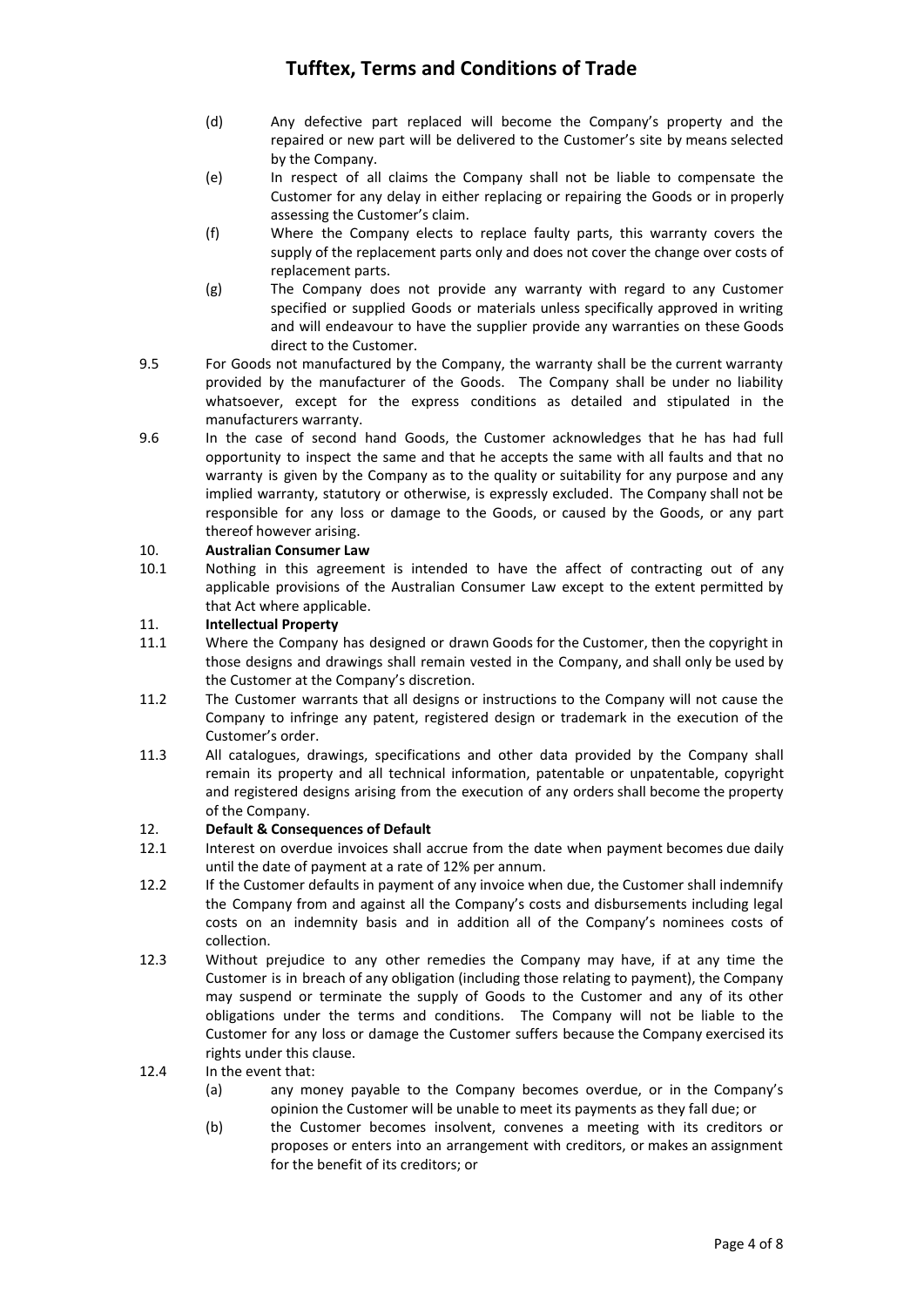(d) Any defective part replaced will become the Company's property and the repaired or new part will be delivered to the Customer's site by means selected by the Company.

(e) In respect of all claims the Company shall not be liable to compensate the Customer for any delay in either replacing or repairing the Goods or in properly assessing the Customer's claim.

(f) Where the Company elects to replace faulty parts, this warranty covers the supply of the replacement parts only and does not cover the change over costs of replacement parts.

(g) The Company does not provide any warranty with regard to any Customer specified or supplied Goods or materials unless specifically approved in writing and will endeavour to have the supplier provide any warranties on these Goods direct to the Customer.

9.5 For Goods not manufactured by the Company, the warranty shall be the current warranty provided by the manufacturer of the Goods. The Company shall be under no liability whatsoever, except for the express conditions as detailed and stipulated in the manufacturers warranty.

9.6 In the case of second hand Goods, the Customer acknowledges that he has had full opportunity to inspect the same and that he accepts the same with all faults and that no warranty is given by the Company as to the quality or suitability for any purpose and any implied warranty, statutory or otherwise, is expressly excluded. The Company shall not be responsible for any loss or damage to the Goods, or caused by the Goods, or any part thereof however arising.

**10. Australian Consumer Law**

10.1 Nothing in this agreement is intended to have the affect of contracting out of any applicable provisions of the Australian Consumer Law except to the extent permitted by that Act where applicable.

**11. Intellectual Property**

11.1 Where the Company has designed or drawn Goods for the Customer, then the copyright in those designs and drawings shall remain vested in the Company, and shall only be used by the Customer at the Company's discretion.

11.2 The Customer warrants that all designs or instructions to the Company will not cause the Company to infringe any patent, registered design or trademark in the execution of the Customer's order.

11.3 All catalogues, drawings, specifications and other data provided by the Company shall remain its property and all technical information, patentable or unpatentable, copyright and registered designs arising from the execution of any orders shall become the property of the Company.

**12. Default & Consequences of Default**

12.1 Interest on overdue invoices shall accrue from the date when payment becomes due daily until the date of payment at a rate of 12% per annum.

12.2 If the Customer defaults in payment of any invoice when due, the Customer shall indemnify the Company from and against all the Company's costs and disbursements including legal costs on an indemnity basis and in addition all of the Company's nominees costs of collection.

12.3 Without prejudice to any other remedies the Company may have, if at any time the Customer is in breach of any obligation (including those relating to payment), the Company may suspend or terminate the supply of Goods to the Customer and any of its other obligations under the terms and conditions. The Company will not be liable to the Customer for any loss or damage the Customer suffers because the Company exercised its rights under this clause.

12.4 In the event that:

(a) any money payable to the Company becomes overdue, or in the Company's opinion the Customer will be unable to meet its payments as they fall due; or

(b) the Customer becomes insolvent, convenes a meeting with its creditors or proposes or enters into an arrangement with creditors, or makes an assignment for the benefit of its creditors; or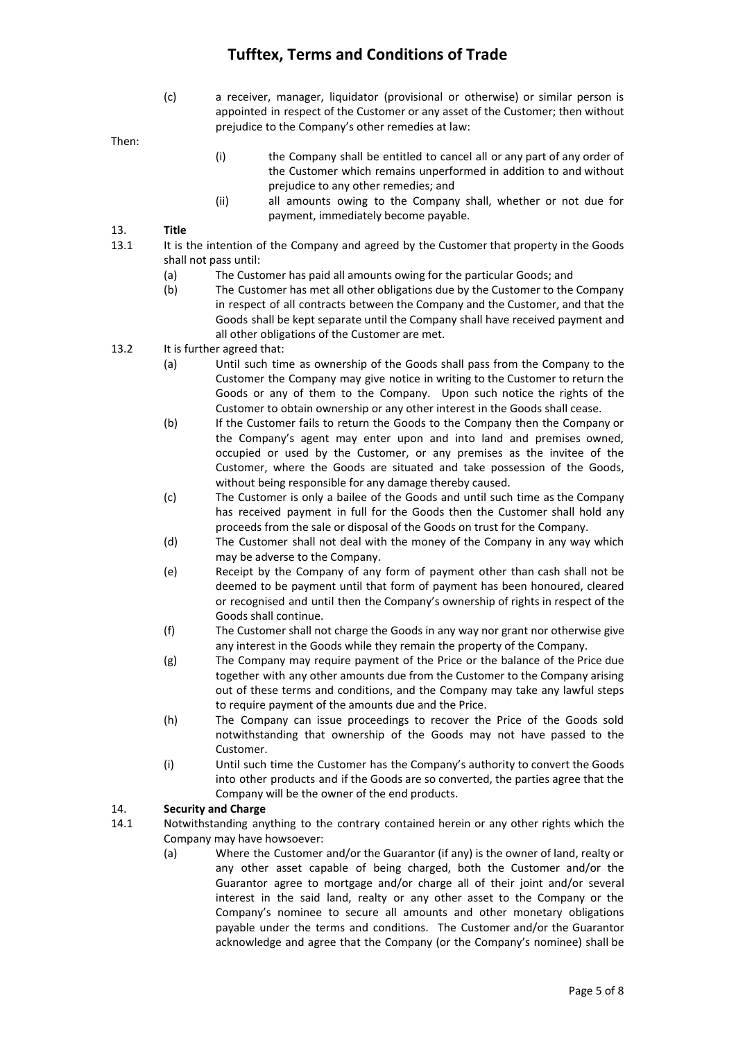(c) a receiver, manager, liquidator (provisional or otherwise) or similar person is appointed in respect of the Customer or any asset of the Customer; then without prejudice to the Company's other remedies at law:

Then:

(i) the Company shall be entitled to cancel all or any part of any order of the Customer which remains unperformed in addition to and without prejudice to any other remedies; and

(ii) all amounts owing to the Company shall, whether or not due for payment, immediately become payable.

13. **Title**

13.1 It is the intention of the Company and agreed by the Customer that property in the Goods shall not pass until:

(a) The Customer has paid all amounts owing for the particular Goods; and

(b) The Customer has met all other obligations due by the Customer to the Company in respect of all contracts between the Company and the Customer, and that the Goods shall be kept separate until the Company shall have received payment and all other obligations of the Customer are met.

13.2 It is further agreed that:

(a) Until such time as ownership of the Goods shall pass from the Company to the Customer the Company may give notice in writing to the Customer to return the Goods or any of them to the Company. Upon such notice the rights of the Customer to obtain ownership or any other interest in the Goods shall cease.

(b) If the Customer fails to return the Goods to the Company then the Company or the Company's agent may enter upon and into land and premises owned, occupied or used by the Customer, or any premises as the invitee of the Customer, where the Goods are situated and take possession of the Goods, without being responsible for any damage thereby caused.

(c) The Customer is only a bailee of the Goods and until such time as the Company has received payment in full for the Goods then the Customer shall hold any proceeds from the sale or disposal of the Goods on trust for the Company.

(d) The Customer shall not deal with the money of the Company in any way which may be adverse to the Company.

(e) Receipt by the Company of any form of payment other than cash shall not be deemed to be payment until that form of payment has been honoured, cleared or recognised and until then the Company's ownership of rights in respect of the Goods shall continue.

(f) The Customer shall not charge the Goods in any way nor grant nor otherwise give any interest in the Goods while they remain the property of the Company.

(g) The Company may require payment of the Price or the balance of the Price due together with any other amounts due from the Customer to the Company arising out of these terms and conditions, and the Company may take any lawful steps to require payment of the amounts due and the Price.

(h) The Company can issue proceedings to recover the Price of the Goods sold notwithstanding that ownership of the Goods may not have passed to the Customer.

(i) Until such time the Customer has the Company's authority to convert the Goods into other products and if the Goods are so converted, the parties agree that the Company will be the owner of the end products.

14. **Security and Charge**

14.1 Notwithstanding anything to the contrary contained herein or any other rights which the Company may have howsoever:

(a) Where the Customer and/or the Guarantor (if any) is the owner of land, realty or any other asset capable of being charged, both the Customer and/or the Guarantor agree to mortgage and/or charge all of their joint and/or several interest in the said land, realty or any other asset to the Company or the Company's nominee to secure all amounts and other monetary obligations payable under the terms and conditions. The Customer and/or the Guarantor acknowledge and agree that the Company (or the Company's nominee) shall be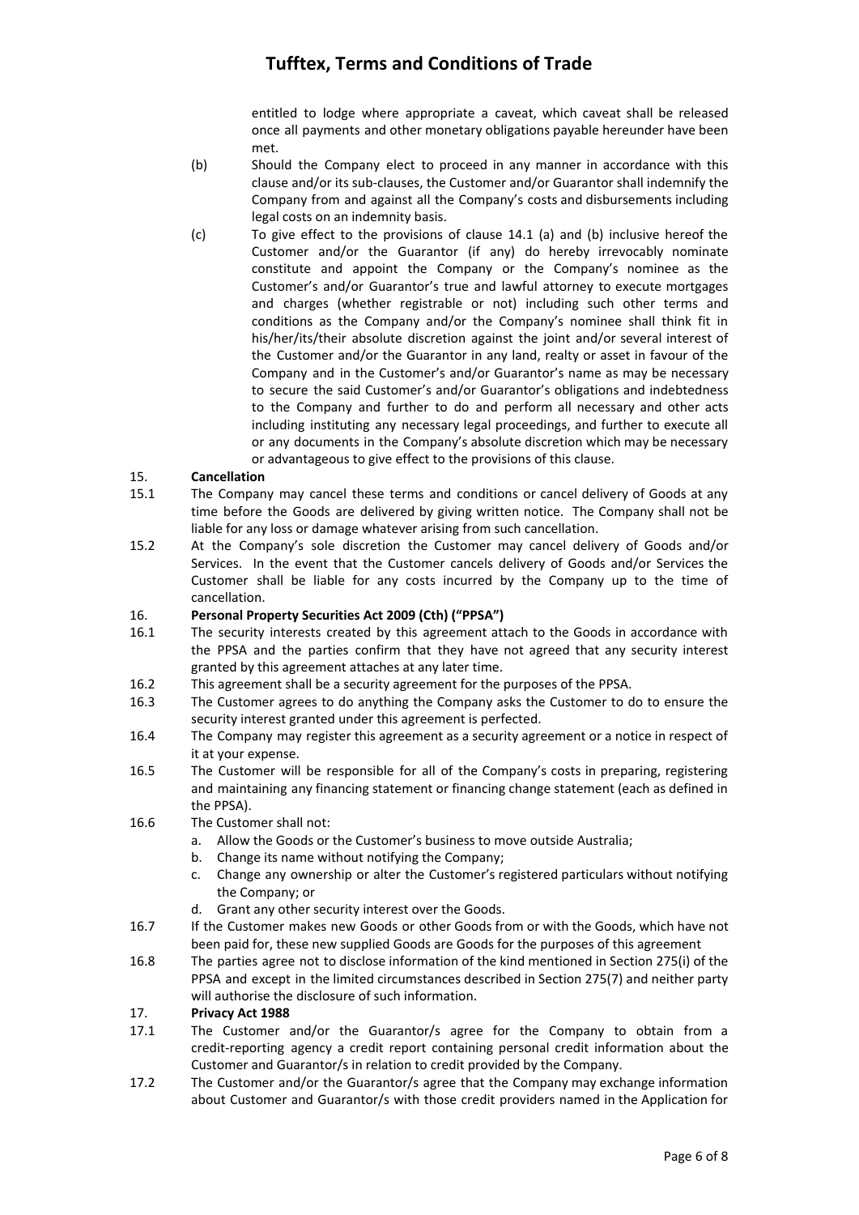entitled to lodge where appropriate a caveat, which caveat shall be released once all payments and other monetary obligations payable hereunder have been met.

(b) Should the Company elect to proceed in any manner in accordance with this clause and/or its sub-clauses, the Customer and/or Guarantor shall indemnify the Company from and against all the Company's costs and disbursements including legal costs on an indemnity basis.

(c) To give effect to the provisions of clause 14.1 (a) and (b) inclusive hereof the Customer and/or the Guarantor (if any) do hereby irrevocably nominate constitute and appoint the Company or the Company's nominee as the Customer's and/or Guarantor's true and lawful attorney to execute mortgages and charges (whether registrable or not) including such other terms and conditions as the Company and/or the Company's nominee shall think fit in his/her/its/their absolute discretion against the joint and/or several interest of the Customer and/or the Guarantor in any land, realty or asset in favour of the Company and in the Customer's and/or Guarantor's name as may be necessary to secure the said Customer's and/or Guarantor's obligations and indebtedness to the Company and further to do and perform all necessary and other acts including instituting any necessary legal proceedings, and further to execute all or any documents in the Company's absolute discretion which may be necessary or advantageous to give effect to the provisions of this clause.

15. **Cancellation**

15.1 The Company may cancel these terms and conditions or cancel delivery of Goods at any time before the Goods are delivered by giving written notice. The Company shall not be liable for any loss or damage whatever arising from such cancellation.

15.2 At the Company's sole discretion the Customer may cancel delivery of Goods and/or Services. In the event that the Customer cancels delivery of Goods and/or Services the Customer shall be liable for any costs incurred by the Company up to the time of cancellation.

16. **Personal Property Securities Act 2009 (Cth) ("PPSA")**

16.1 The security interests created by this agreement attach to the Goods in accordance with the PPSA and the parties confirm that they have not agreed that any security interest granted by this agreement attaches at any later time.

16.2 This agreement shall be a security agreement for the purposes of the PPSA.

16.3 The Customer agrees to do anything the Company asks the Customer to do to ensure the security interest granted under this agreement is perfected.

16.4 The Company may register this agreement as a security agreement or a notice in respect of it at your expense.

16.5 The Customer will be responsible for all of the Company's costs in preparing, registering and maintaining any financing statement or financing change statement (each as defined in the PPSA).

16.6 The Customer shall not:

a. Allow the Goods or the Customer's business to move outside Australia;
b. Change its name without notifying the Company;
c. Change any ownership or alter the Customer's registered particulars without notifying the Company; or
d. Grant any other security interest over the Goods.

16.7 If the Customer makes new Goods or other Goods from or with the Goods, which have not been paid for, these new supplied Goods are Goods for the purposes of this agreement

16.8 The parties agree not to disclose information of the kind mentioned in Section 275(i) of the PPSA and except in the limited circumstances described in Section 275(7) and neither party will authorise the disclosure of such information.

17. **Privacy Act 1988**

17.1 The Customer and/or the Guarantor/s agree for the Company to obtain from a credit-reporting agency a credit report containing personal credit information about the Customer and Guarantor/s in relation to credit provided by the Company.

17.2 The Customer and/or the Guarantor/s agree that the Company may exchange information about Customer and Guarantor/s with those credit providers named in the Application for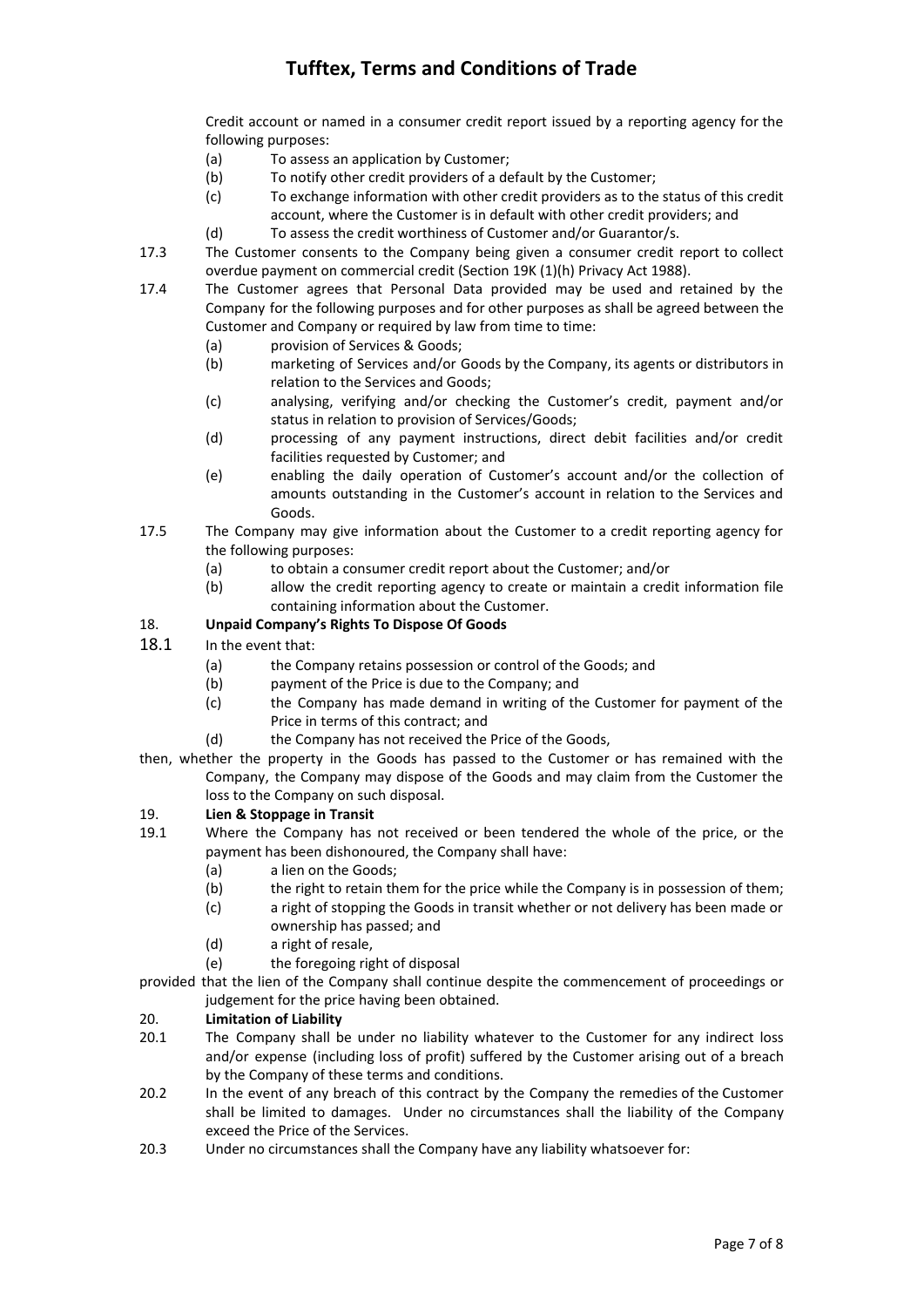Credit account or named in a consumer credit report issued by a reporting agency for the following purposes:

- (a) To assess an application by Customer;
- (b) To notify other credit providers of a default by the Customer;
- (c) To exchange information with other credit providers as to the status of this credit account, where the Customer is in default with other credit providers; and
- (d) To assess the credit worthiness of Customer and/or Guarantor/s.

17.3 The Customer consents to the Company being given a consumer credit report to collect overdue payment on commercial credit (Section 19K (1)(h) Privacy Act 1988).

17.4 The Customer agrees that Personal Data provided may be used and retained by the Company for the following purposes and for other purposes as shall be agreed between the Customer and Company or required by law from time to time:

- (a) provision of Services & Goods;
- (b) marketing of Services and/or Goods by the Company, its agents or distributors in relation to the Services and Goods;
- (c) analysing, verifying and/or checking the Customer's credit, payment and/or status in relation to provision of Services/Goods;
- (d) processing of any payment instructions, direct debit facilities and/or credit facilities requested by Customer; and
- (e) enabling the daily operation of Customer's account and/or the collection of amounts outstanding in the Customer's account in relation to the Services and Goods.

17.5 The Company may give information about the Customer to a credit reporting agency for the following purposes:

- (a) to obtain a consumer credit report about the Customer; and/or
- (b) allow the credit reporting agency to create or maintain a credit information file containing information about the Customer.

## 18. Unpaid Company's Rights To Dispose Of Goods

18.1 In the event that:

- (a) the Company retains possession or control of the Goods; and
- (b) payment of the Price is due to the Company; and
- (c) the Company has made demand in writing of the Customer for payment of the Price in terms of this contract; and
- (d) the Company has not received the Price of the Goods,

then, whether the property in the Goods has passed to the Customer or has remained with the Company, the Company may dispose of the Goods and may claim from the Customer the loss to the Company on such disposal.

## 19. Lien & Stoppage in Transit

19.1 Where the Company has not received or been tendered the whole of the price, or the payment has been dishonoured, the Company shall have:

- (a) a lien on the Goods;
- (b) the right to retain them for the price while the Company is in possession of them;
- (c) a right of stopping the Goods in transit whether or not delivery has been made or ownership has passed; and
- (d) a right of resale,
- (e) the foregoing right of disposal

provided that the lien of the Company shall continue despite the commencement of proceedings or judgement for the price having been obtained.

## 20. Limitation of Liability

20.1 The Company shall be under no liability whatever to the Customer for any indirect loss and/or expense (including loss of profit) suffered by the Customer arising out of a breach by the Company of these terms and conditions.

20.2 In the event of any breach of this contract by the Company the remedies of the Customer shall be limited to damages. Under no circumstances shall the liability of the Company exceed the Price of the Services.

20.3 Under no circumstances shall the Company have any liability whatsoever for: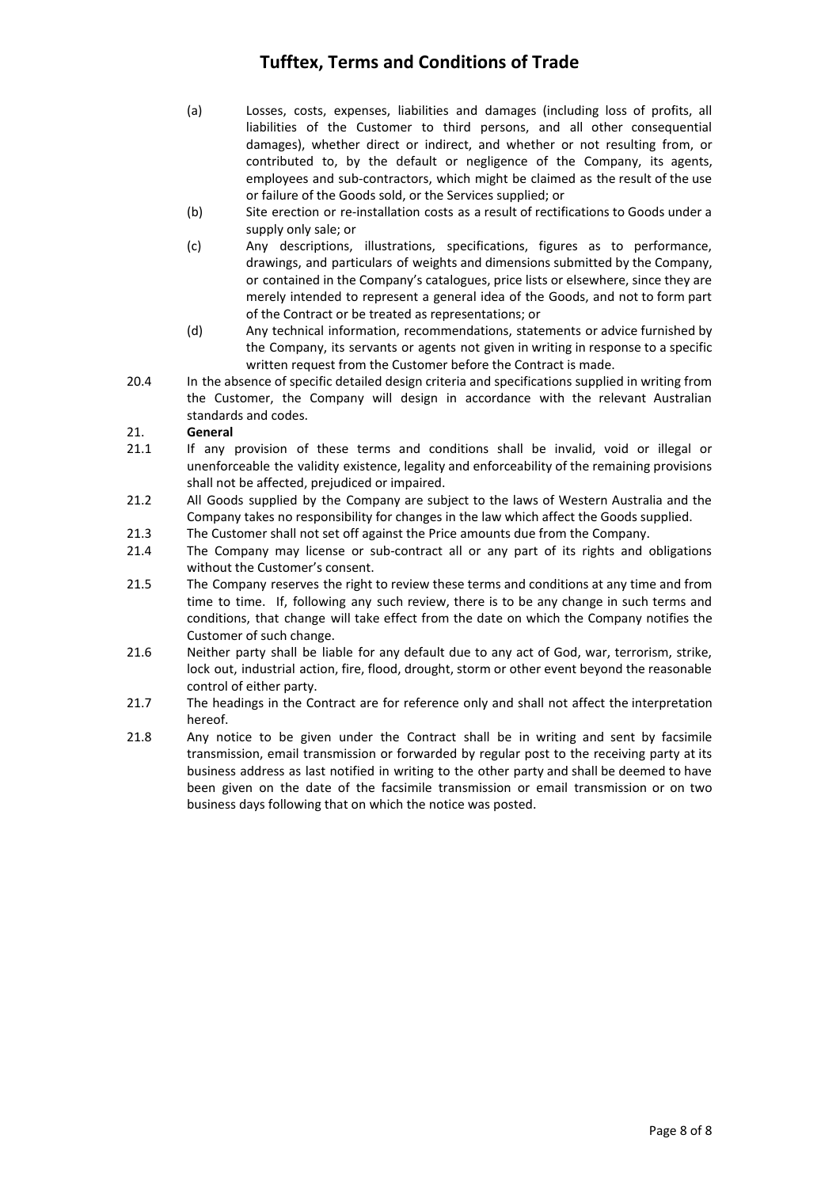(a) Losses, costs, expenses, liabilities and damages (including loss of profits, all liabilities of the Customer to third persons, and all other consequential damages), whether direct or indirect, and whether or not resulting from, or contributed to, by the default or negligence of the Company, its agents, employees and sub-contractors, which might be claimed as the result of the use or failure of the Goods sold, or the Services supplied; or

(b) Site erection or re-installation costs as a result of rectifications to Goods under a supply only sale; or

(c) Any descriptions, illustrations, specifications, figures as to performance, drawings, and particulars of weights and dimensions submitted by the Company, or contained in the Company's catalogues, price lists or elsewhere, since they are merely intended to represent a general idea of the Goods, and not to form part of the Contract or be treated as representations; or

(d) Any technical information, recommendations, statements or advice furnished by the Company, its servants or agents not given in writing in response to a specific written request from the Customer before the Contract is made.

20.4 In the absence of specific detailed design criteria and specifications supplied in writing from the Customer, the Company will design in accordance with the relevant Australian standards and codes.

21. **General**

21.1 If any provision of these terms and conditions shall be invalid, void or illegal or unenforceable the validity existence, legality and enforceability of the remaining provisions shall not be affected, prejudiced or impaired.

21.2 All Goods supplied by the Company are subject to the laws of Western Australia and the Company takes no responsibility for changes in the law which affect the Goods supplied.

21.3 The Customer shall not set off against the Price amounts due from the Company.

21.4 The Company may license or sub-contract all or any part of its rights and obligations without the Customer's consent.

21.5 The Company reserves the right to review these terms and conditions at any time and from time to time. If, following any such review, there is to be any change in such terms and conditions, that change will take effect from the date on which the Company notifies the Customer of such change.

21.6 Neither party shall be liable for any default due to any act of God, war, terrorism, strike, lock out, industrial action, fire, flood, drought, storm or other event beyond the reasonable control of either party.

21.7 The headings in the Contract are for reference only and shall not affect the interpretation hereof.

21.8 Any notice to be given under the Contract shall be in writing and sent by facsimile transmission, email transmission or forwarded by regular post to the receiving party at its business address as last notified in writing to the other party and shall be deemed to have been given on the date of the facsimile transmission or email transmission or on two business days following that on which the notice was posted.